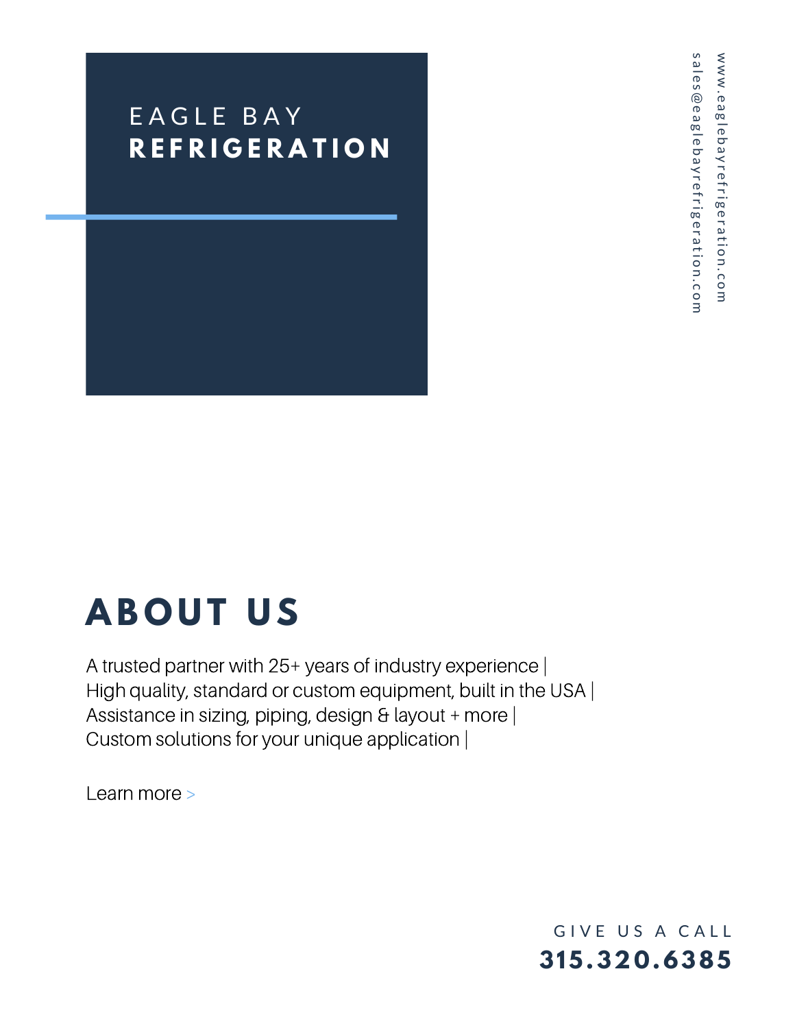# EAGLE BAY **REFRIGERATION**

www.eaglebayrefrigeration.com
sales@eaglebayrefrigeration.com

## ABOUT US

A trusted partner with 25+ years of industry experience |
High quality, standard or custom equipment, built in the USA |
Assistance in sizing, piping, design & layout + more |
Custom solutions for your unique application |

Learn more >

GIVE US A CALL
**315.320.6385**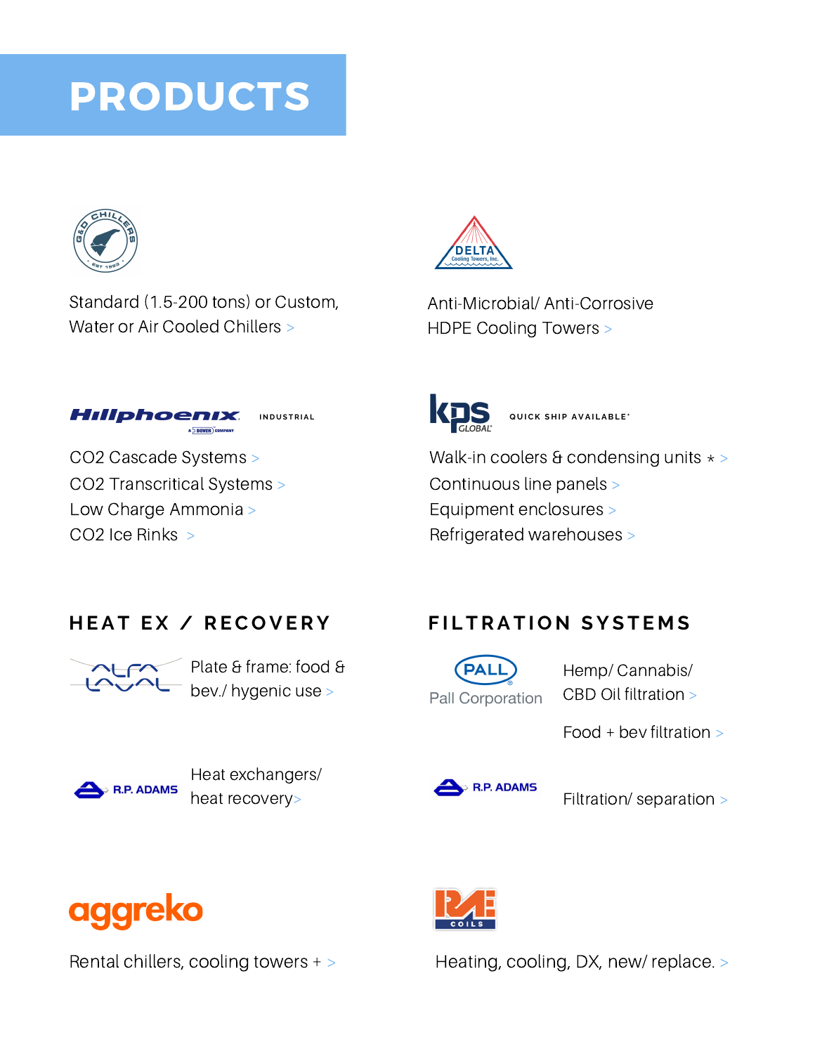# PRODUCTS

G&D CHILLERS EST 1993

Standard (1.5-200 tons) or Custom, Water or Air Cooled Chillers >

DELTA Cooling Towers, Inc.

Anti-Microbial/ Anti-Corrosive HDPE Cooling Towers >

Hillphoenix INDUSTRIAL — A DOVER COMPANY

CO2 Cascade Systems >
CO2 Transcritical Systems >
Low Charge Ammonia >
CO2 Ice Rinks >

kps GLOBAL — QUICK SHIP AVAILABLE*

Walk-in coolers & condensing units * >
Continuous line panels >
Equipment enclosures >
Refrigerated warehouses >

## HEAT EX / RECOVERY

ALFA LAVAL — Plate & frame: food & bev./ hygenic use >

R.P. ADAMS — Heat exchangers/ heat recovery >

## FILTRATION SYSTEMS

PALL — Pall Corporation

Hemp/ Cannabis/ CBD Oil filtration >

Food + bev filtration >

R.P. ADAMS — Filtration/ separation >

aggreko

Rental chillers, cooling towers + >

RAE COILS

Heating, cooling, DX, new/ replace. >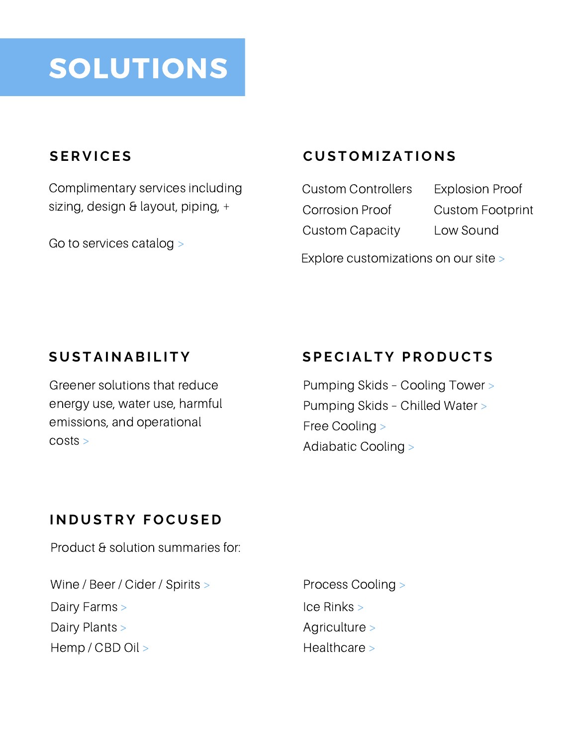# SOLUTIONS

## SERVICES

Complimentary services including sizing, design & layout, piping, +

Go to services catalog >

## CUSTOMIZATIONS

- Custom Controllers
- Corrosion Proof
- Custom Capacity
- Explosion Proof
- Custom Footprint
- Low Sound

Explore customizations on our site >

## SUSTAINABILITY

Greener solutions that reduce energy use, water use, harmful emissions, and operational costs >

## SPECIALTY PRODUCTS

- Pumping Skids - Cooling Tower >
- Pumping Skids - Chilled Water >
- Free Cooling >
- Adiabatic Cooling >

## INDUSTRY FOCUSED

Product & solution summaries for:

- Wine / Beer / Cider / Spirits >
- Dairy Farms >
- Dairy Plants >
- Hemp / CBD Oil >
- Process Cooling >
- Ice Rinks >
- Agriculture >
- Healthcare >